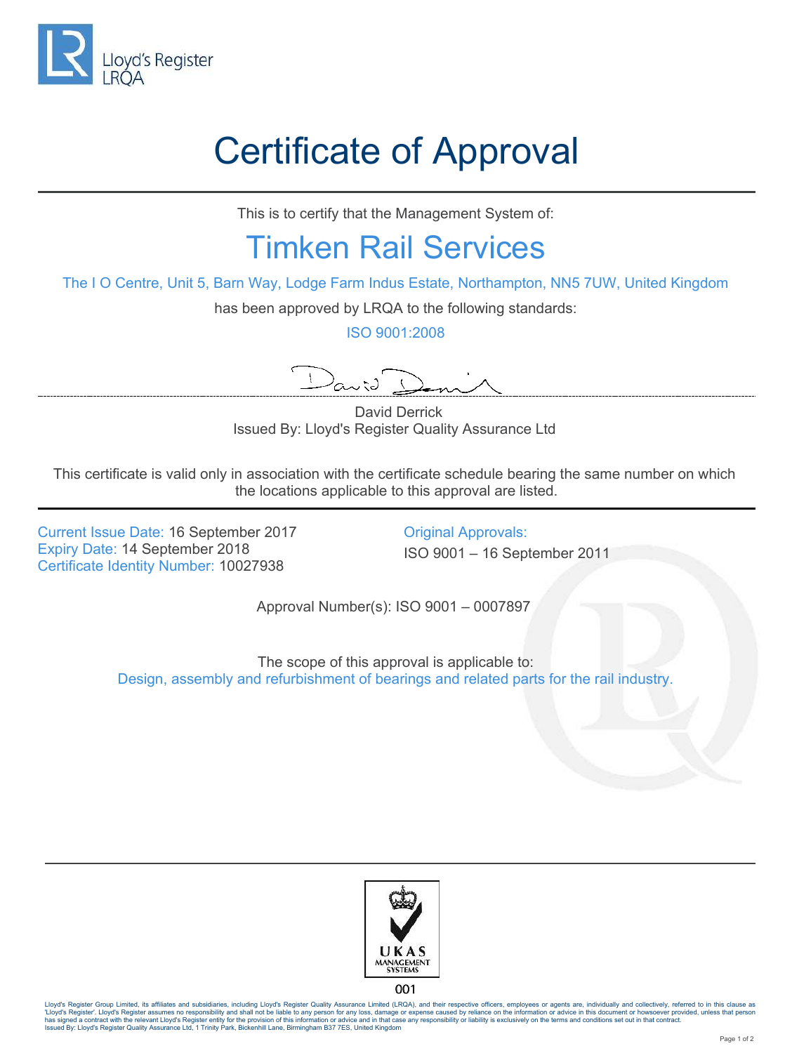Lloyd's Register
LRQA

# Certificate of Approval

This is to certify that the Management System of:

## Timken Rail Services

The I O Centre, Unit 5, Barn Way, Lodge Farm Indus Estate, Northampton, NN5 7UW, United Kingdom

has been approved by LRQA to the following standards:

ISO 9001:2008

David Derrick
Issued By: Lloyd's Register Quality Assurance Ltd

This certificate is valid only in association with the certificate schedule bearing the same number on which the locations applicable to this approval are listed.

---

Current Issue Date: 16 September 2017
Expiry Date: 14 September 2018
Certificate Identity Number: 10027938

Original Approvals:
ISO 9001 – 16 September 2011

Approval Number(s): ISO 9001 – 0007897

The scope of this approval is applicable to:
Design, assembly and refurbishment of bearings and related parts for the rail industry.

UKAS MANAGEMENT SYSTEMS
001

Lloyd's Register Group Limited, its affiliates and subsidiaries, including Lloyd's Register Quality Assurance Limited (LRQA), and their respective officers, employees or agents are, individually and collectively, referred to in this clause as 'Lloyd's Register'. Lloyd's Register assumes no responsibility and shall not be liable to any person for any loss, damage or expense caused by reliance on the information or advice in this document or howsoever provided, unless that person has signed a contract with the relevant Lloyd's Register entity for the provision of this information or advice and in that case any responsibility or liability is exclusively on the terms and conditions set out in that contract.
Issued By: Lloyd's Register Quality Assurance Ltd, 1 Trinity Park, Bickenhill Lane, Birmingham B37 7ES, United Kingdom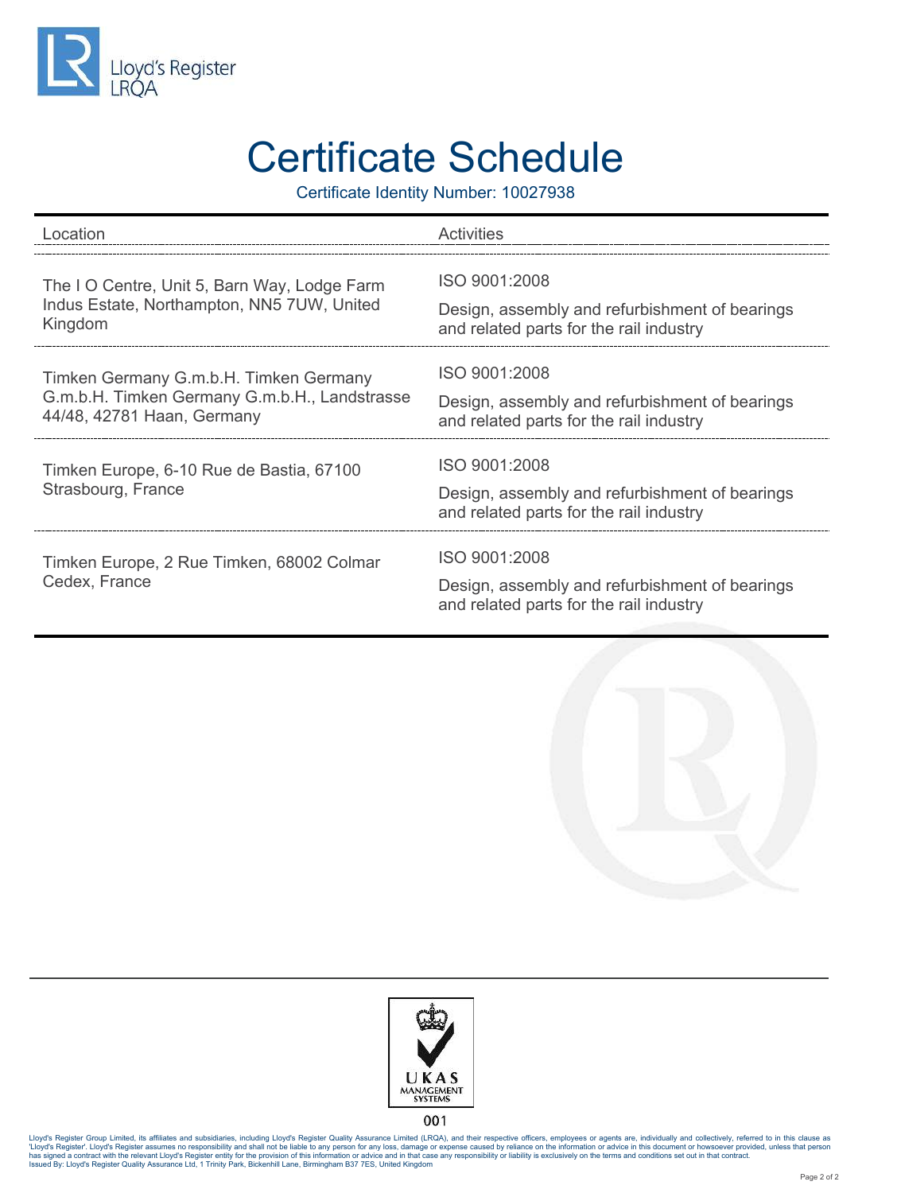Lloyd's Register LRQA

# Certificate Schedule

Certificate Identity Number: 10027938

| Location | Activities |
|---|---|
| The I O Centre, Unit 5, Barn Way, Lodge Farm Indus Estate, Northampton, NN5 7UW, United Kingdom | ISO 9001:2008<br>Design, assembly and refurbishment of bearings and related parts for the rail industry |
| Timken Germany G.m.b.H. Timken Germany G.m.b.H. Timken Germany G.m.b.H., Landstrasse 44/48, 42781 Haan, Germany | ISO 9001:2008<br>Design, assembly and refurbishment of bearings and related parts for the rail industry |
| Timken Europe, 6-10 Rue de Bastia, 67100 Strasbourg, France | ISO 9001:2008<br>Design, assembly and refurbishment of bearings and related parts for the rail industry |
| Timken Europe, 2 Rue Timken, 68002 Colmar Cedex, France | ISO 9001:2008<br>Design, assembly and refurbishment of bearings and related parts for the rail industry |

UKAS MANAGEMENT SYSTEMS

001

Lloyd's Register Group Limited, its affiliates and subsidiaries, including Lloyd's Register Quality Assurance Limited (LRQA), and their respective officers, employees or agents are, individually and collectively, referred to in this clause as 'Lloyd's Register'. Lloyd's Register assumes no responsibility and shall not be liable to any person for any loss, damage or expense caused by reliance on the information or advice in this document or howsoever provided, unless that person has signed a contract with the relevant Lloyd's Register entity for the provision of this information or advice and in that case any responsibility or liability is exclusively on the terms and conditions set out in that contract.
Issued By: Lloyd's Register Quality Assurance Ltd, 1 Trinity Park, Bickenhill Lane, Birmingham B37 7ES, United Kingdom